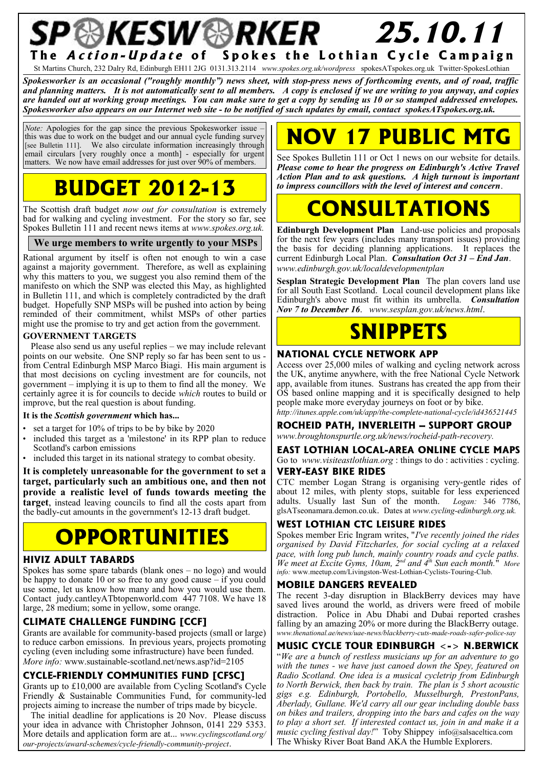# SPOKESWORKER 25.10.11

**The *Action-Update* of Spokes the Lothian Cycle Campaign**

St Martins Church, 232 Dalry Rd, Edinburgh EH11 2JG 0131.313.2114 *www.spokes.org.uk/wordpress* spokesATspokes.org.uk Twitter-SpokesLothian

***Spokesworker is an occasional ("roughly monthly") news sheet, with stop-press news of forthcoming events, and of road, traffic and planning matters. It is not automatically sent to all members. A copy is enclosed if we are writing to you anyway, and copies are handed out at working group meetings. You can make sure to get a copy by sending us 10 or so stamped addressed envelopes. Spokesworker also appears on our Internet web site - to be notified of such updates by email, contact spokesATspokes.org.uk.***

*Note:* Apologies for the gap since the previous Spokesworker issue – this was due to work on the budget and our annual cycle funding survey [see Bulletin 111]. We also circulate information increasingly through email circulars [very roughly once a month] - especially for urgent matters. We now have email addresses for just over 90% of members.

# BUDGET 2012-13

The Scottish draft budget *now out for consultation* is extremely bad for walking and cycling investment. For the story so far, see Spokes Bulletin 111 and recent news items at *www.spokes.org.uk.*

**We urge members to write urgently to your MSPs**

Rational argument by itself is often not enough to win a case against a majority government. Therefore, as well as explaining why this matters to you, we suggest you also remind them of the manifesto on which the SNP was elected this May, as highlighted in Bulletin 111, and which is completely contradicted by the draft budget. Hopefully SNP MSPs will be pushed into action by being reminded of their commitment, whilst MSPs of other parties might use the promise to try and get action from the government.

**GOVERNMENT TARGETS**

Please also send us any useful replies – we may include relevant points on our website. One SNP reply so far has been sent to us - from Central Edinburgh MSP Marco Biagi. His main argument is that most decisions on cycling investment are for councils, not government – implying it is up to them to find all the money. We certainly agree it is for councils to decide *which* routes to build or improve, but the real question is about funding.

**It is the *Scottish government* which has...**

- set a target for 10% of trips to be by bike by 2020
- included this target as a 'milestone' in its RPP plan to reduce Scotland's carbon emissions
- included this target in its national strategy to combat obesity.

**It is completely unreasonable for the government to set a target, particularly such an ambitious one, and then not provide a realistic level of funds towards meeting the target**, instead leaving councils to find all the costs apart from the badly-cut amounts in the government's 12-13 draft budget.

# OPPORTUNITIES

### HIVIZ ADULT TABARDS

Spokes has some spare tabards (blank ones – no logo) and would be happy to donate 10 or so free to any good cause – if you could use some, let us know how many and how you would use them. Contact judy.cantleyATbtopenworld.com 447 7108. We have 18 large, 28 medium; some in yellow, some orange.

### CLIMATE CHALLENGE FUNDING [CCF]

Grants are available for community-based projects (small or large) to reduce carbon emissions. In previous years, projects promoting cycling (even including some infrastructure) have been funded. *More info:* www.sustainable-scotland.net/news.asp?id=2105

### CYCLE-FRIENDLY COMMUNITIES FUND [CFSC]

Grants up to £10,000 are available from Cycling Scotland's Cycle Friendly & Sustainable Communities Fund, for community-led projects aiming to increase the number of trips made by bicycle.

The initial deadline for applications is 20 Nov. Please discuss your idea in advance with Christopher Johnson, 0141 229 5353. More details and application form are at... *www.cyclingscotland.org/our-projects/award-schemes/cycle-friendly-community-project*.

# NOV 17 PUBLIC MTG

See Spokes Bulletin 111 or Oct 1 news on our website for details. ***Please come to hear the progress on Edinburgh's Active Travel Action Plan and to ask questions. A high turnout is important to impress councillors with the level of interest and concern***.

# CONSULTATIONS

**Edinburgh Development Plan** Land-use policies and proposals for the next few years (includes many transport issues) providing the basis for deciding planning applications. It replaces the current Edinburgh Local Plan. ***Consultation Oct 31 – End Jan***. *www.edinburgh.gov.uk/localdevelopmentplan*

**Sesplan Strategic Development Plan** The plan covers land use for all South East Scotland. Local council development plans like Edinburgh's above must fit within its umbrella. ***Consultation Nov 7 to December 16***. *www.sesplan.gov.uk/news.html*.

# SNIPPETS

### NATIONAL CYCLE NETWORK APP

Access over 25,000 miles of walking and cycling network across the UK, anytime anywhere, with the free National Cycle Network app, available from itunes. Sustrans has created the app from their OS based online mapping and it is specifically designed to help people make more everyday journeys on foot or by bike. *http://itunes.apple.com/uk/app/the-complete-national-cycle/id436521445*

### ROCHEID PATH, INVERLEITH – SUPPORT GROUP

*www.broughtonspurtle.org.uk/news/rocheid-path-recovery.*

### EAST LOTHIAN LOCAL-AREA ONLINE CYCLE MAPS

Go to *www.visiteastlothian.org* : things to do : activities : cycling.

### VERY-EASY BIKE RIDES

CTC member Logan Strang is organising very-gentle rides of about 12 miles, with plenty stops, suitable for less experienced adults. Usually last Sun of the month. *Logan:* 346 7786, glsATseonamara.demon.co.uk. Dates at *www.cycling-edinburgh.org.uk.*

### WEST LOTHIAN CTC LEISURE RIDES

Spokes member Eric Ingram writes, "*I've recently joined the rides organised by David Fitzcharles, for social cycling at a relaxed pace, with long pub lunch, mainly country roads and cycle paths. We meet at Excite Gyms, 10am, 2nd and 4th Sun each month.*" *More info:* www.meetup.com/Livingston-West-Lothian-Cyclists-Touring-Club.

### MOBILE DANGERS REVEALED

The recent 3-day disruption in BlackBerry devices may have saved lives around the world, as drivers were freed of mobile distraction. Police in Abu Dhabi and Dubai reported crashes falling by an amazing 20% or more during the BlackBerry outage. *www.thenational.ae/news/uae-news/blackberry-cuts-made-roads-safer-police-say*

### MUSIC CYCLE TOUR EDINBURGH <-> N.BERWICK

"*We are a bunch of restless musicians up for an adventure to go with the tunes - we have just canoed down the Spey, featured on Radio Scotland. One idea is a musical cycletrip from Edinburgh to North Berwick, then back by train. The plan is 5 short acoustic gigs e.g. Edinburgh, Portobello, Musselburgh, PrestonPans, Aberlady, Gullane. We'd carry all our gear including double bass on bikes and trailers, dropping into the bars and cafes on the way to play a short set. If interested contact us, join in and make it a music cycling festival day!*" Toby Shippey info@salsaceltica.com The Whisky River Boat Band AKA the Humble Explorers.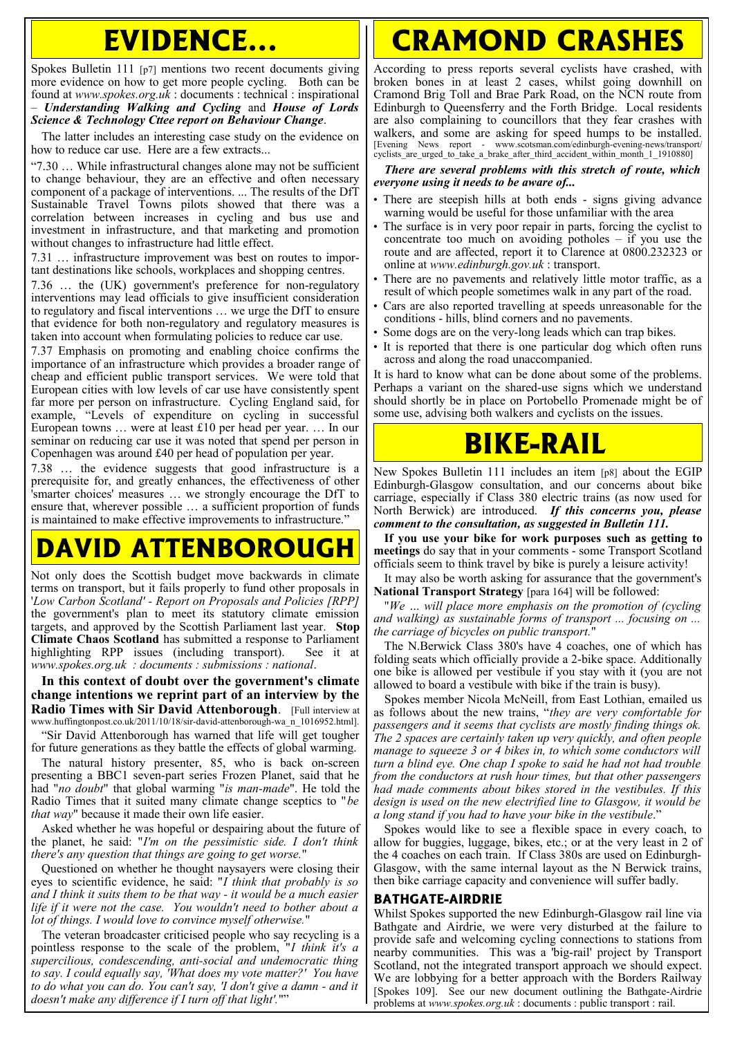# EVIDENCE...

Spokes Bulletin 111 [p7] mentions two recent documents giving more evidence on how to get more people cycling. Both can be found at *www.spokes.org.uk* : documents : technical : inspirational – ***Understanding Walking and Cycling*** and ***House of Lords Science & Technology Cttee report on Behaviour Change***.

The latter includes an interesting case study on the evidence on how to reduce car use. Here are a few extracts...

"7.30 … While infrastructural changes alone may not be sufficient to change behaviour, they are an effective and often necessary component of a package of interventions. ... The results of the DfT Sustainable Travel Towns pilots showed that there was a correlation between increases in cycling and bus use and investment in infrastructure, and that marketing and promotion without changes to infrastructure had little effect.

7.31 … infrastructure improvement was best on routes to important destinations like schools, workplaces and shopping centres.

7.36 … the (UK) government's preference for non-regulatory interventions may lead officials to give insufficient consideration to regulatory and fiscal interventions … we urge the DfT to ensure that evidence for both non-regulatory and regulatory measures is taken into account when formulating policies to reduce car use.

7.37 Emphasis on promoting and enabling choice confirms the importance of an infrastructure which provides a broader range of cheap and efficient public transport services. We were told that European cities with low levels of car use have consistently spent far more per person on infrastructure. Cycling England said, for example, "Levels of expenditure on cycling in successful European towns … were at least £10 per head per year. … In our seminar on reducing car use it was noted that spend per person in Copenhagen was around £40 per head of population per year.

7.38 … the evidence suggests that good infrastructure is a prerequisite for, and greatly enhances, the effectiveness of other 'smarter choices' measures … we strongly encourage the DfT to ensure that, wherever possible … a sufficient proportion of funds is maintained to make effective improvements to infrastructure."

# DAVID ATTENBOROUGH

Not only does the Scottish budget move backwards in climate terms on transport, but it fails properly to fund other proposals in '*Low Carbon Scotland' - Report on Proposals and Policies [RPP]* the government's plan to meet its statutory climate emission targets, and approved by the Scottish Parliament last year. **Stop Climate Chaos Scotland** has submitted a response to Parliament highlighting RPP issues (including transport). See it at *www.spokes.org.uk : documents : submissions : national*.

**In this context of doubt over the government's climate change intentions we reprint part of an interview by the Radio Times with Sir David Attenborough**. [Full interview at www.huffingtonpost.co.uk/2011/10/18/sir-david-attenborough-wa_n_1016952.html].

"Sir David Attenborough has warned that life will get tougher for future generations as they battle the effects of global warming.

The natural history presenter, 85, who is back on-screen presenting a BBC1 seven-part series Frozen Planet, said that he had "*no doubt*" that global warming "*is man-made*". He told the Radio Times that it suited many climate change sceptics to "*be that way*" because it made their own life easier.

Asked whether he was hopeful or despairing about the future of the planet, he said: "*I'm on the pessimistic side. I don't think there's any question that things are going to get worse.*"

Questioned on whether he thought naysayers were closing their eyes to scientific evidence, he said: "*I think that probably is so and I think it suits them to be that way - it would be a much easier life if it were not the case. You wouldn't need to bother about a lot of things. I would love to convince myself otherwise.*"

The veteran broadcaster criticised people who say recycling is a pointless response to the scale of the problem, "*I think it's a supercilious, condescending, anti-social and undemocratic thing to say. I could equally say, 'What does my vote matter?' You have to do what you can do. You can't say, 'I don't give a damn - and it doesn't make any difference if I turn off that light'.*""

# CRAMOND CRASHES

According to press reports several cyclists have crashed, with broken bones in at least 2 cases, whilst going downhill on Cramond Brig Toll and Brae Park Road, on the NCN route from Edinburgh to Queensferry and the Forth Bridge. Local residents are also complaining to councillors that they fear crashes with walkers, and some are asking for speed humps to be installed. [Evening News report - www.scotsman.com/edinburgh-evening-news/transport/cyclists_are_urged_to_take_a_brake_after_third_accident_within_month_1_1910880]

***There are several problems with this stretch of route, which everyone using it needs to be aware of...***

- There are steepish hills at both ends - signs giving advance warning would be useful for those unfamiliar with the area
- The surface is in very poor repair in parts, forcing the cyclist to concentrate too much on avoiding potholes – if you use the route and are affected, report it to Clarence at 0800.232323 or online at *www.edinburgh.gov.uk* : transport.
- There are no pavements and relatively little motor traffic, as a result of which people sometimes walk in any part of the road.
- Cars are also reported travelling at speeds unreasonable for the conditions - hills, blind corners and no pavements.
- Some dogs are on the very-long leads which can trap bikes.
- It is reported that there is one particular dog which often runs across and along the road unaccompanied.

It is hard to know what can be done about some of the problems. Perhaps a variant on the shared-use signs which we understand should shortly be in place on Portobello Promenade might be of some use, advising both walkers and cyclists on the issues.

# BIKE-RAIL

New Spokes Bulletin 111 includes an item [p8] about the EGIP Edinburgh-Glasgow consultation, and our concerns about bike carriage, especially if Class 380 electric trains (as now used for North Berwick) are introduced. ***If this concerns you, please comment to the consultation, as suggested in Bulletin 111.***

**If you use your bike for work purposes such as getting to meetings** do say that in your comments - some Transport Scotland officials seem to think travel by bike is purely a leisure activity!

It may also be worth asking for assurance that the government's **National Transport Strategy** [para 164] will be followed:

"*We … will place more emphasis on the promotion of (cycling and walking) as sustainable forms of transport ... focusing on ... the carriage of bicycles on public transport.*"

The N.Berwick Class 380's have 4 coaches, one of which has folding seats which officially provide a 2-bike space. Additionally one bike is allowed per vestibule if you stay with it (you are not allowed to board a vestibule with bike if the train is busy).

Spokes member Nicola McNeill, from East Lothian, emailed us as follows about the new trains, "*they are very comfortable for passengers and it seems that cyclists are mostly finding things ok. The 2 spaces are certainly taken up very quickly, and often people manage to squeeze 3 or 4 bikes in, to which some conductors will turn a blind eye. One chap I spoke to said he had not had trouble from the conductors at rush hour times, but that other passengers had made comments about bikes stored in the vestibules. If this design is used on the new electrified line to Glasgow, it would be a long stand if you had to have your bike in the vestibule*."

Spokes would like to see a flexible space in every coach, to allow for buggies, luggage, bikes, etc.; or at the very least in 2 of the 4 coaches on each train. If Class 380s are used on Edinburgh-Glasgow, with the same internal layout as the N Berwick trains, then bike carriage capacity and convenience will suffer badly.

## BATHGATE-AIRDRIE

Whilst Spokes supported the new Edinburgh-Glasgow rail line via Bathgate and Airdrie, we were very disturbed at the failure to provide safe and welcoming cycling connections to stations from nearby communities. This was a 'big-rail' project by Transport Scotland, not the integrated transport approach we should expect. We are lobbying for a better approach with the Borders Railway [Spokes 109]. See our new document outlining the Bathgate-Airdrie problems at *www.spokes.org.uk* : documents : public transport : rail.